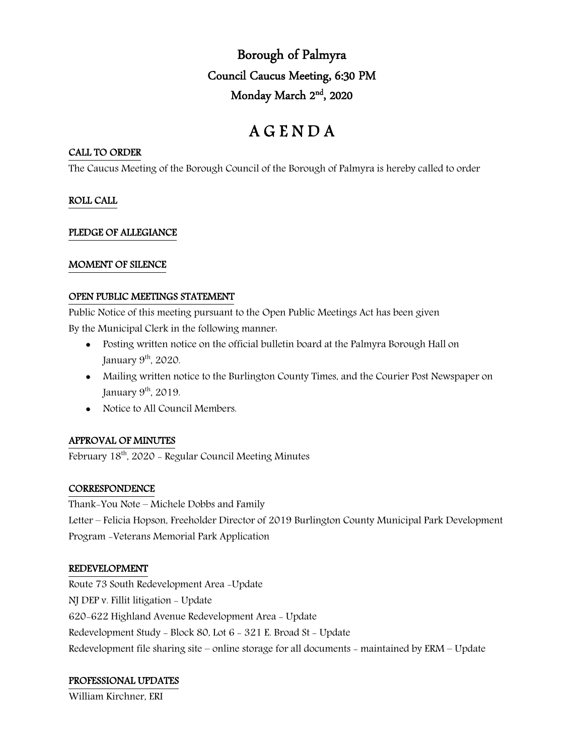# Borough of Palmyra

## Council Caucus Meeting, 6:30 PM

## Monday March 2nd, 2020

# A G E N D A

**CALL TO ORDER**

The Caucus Meeting of the Borough Council of the Borough of Palmyra is hereby called to order

**ROLL CALL**

**PLEDGE OF ALLEGIANCE**

**MOMENT OF SILENCE**

**OPEN PUBLIC MEETINGS STATEMENT**

Public Notice of this meeting pursuant to the Open Public Meetings Act has been given
By the Municipal Clerk in the following manner:

- Posting written notice on the official bulletin board at the Palmyra Borough Hall on January 9th, 2020.
- Mailing written notice to the Burlington County Times, and the Courier Post Newspaper on January 9th, 2019.
- Notice to All Council Members.

**APPROVAL OF MINUTES**

February 18th, 2020 - Regular Council Meeting Minutes

**CORRESPONDENCE**

Thank-You Note – Michele Dobbs and Family

Letter – Felicia Hopson, Freeholder Director of 2019 Burlington County Municipal Park Development Program -Veterans Memorial Park Application

**REDEVELOPMENT**

Route 73 South Redevelopment Area -Update

NJ DEP v. Fillit litigation - Update

620-622 Highland Avenue Redevelopment Area - Update

Redevelopment Study - Block 80, Lot 6 - 321 E. Broad St - Update

Redevelopment file sharing site – online storage for all documents - maintained by ERM – Update

**PROFESSIONAL UPDATES**

William Kirchner, ERI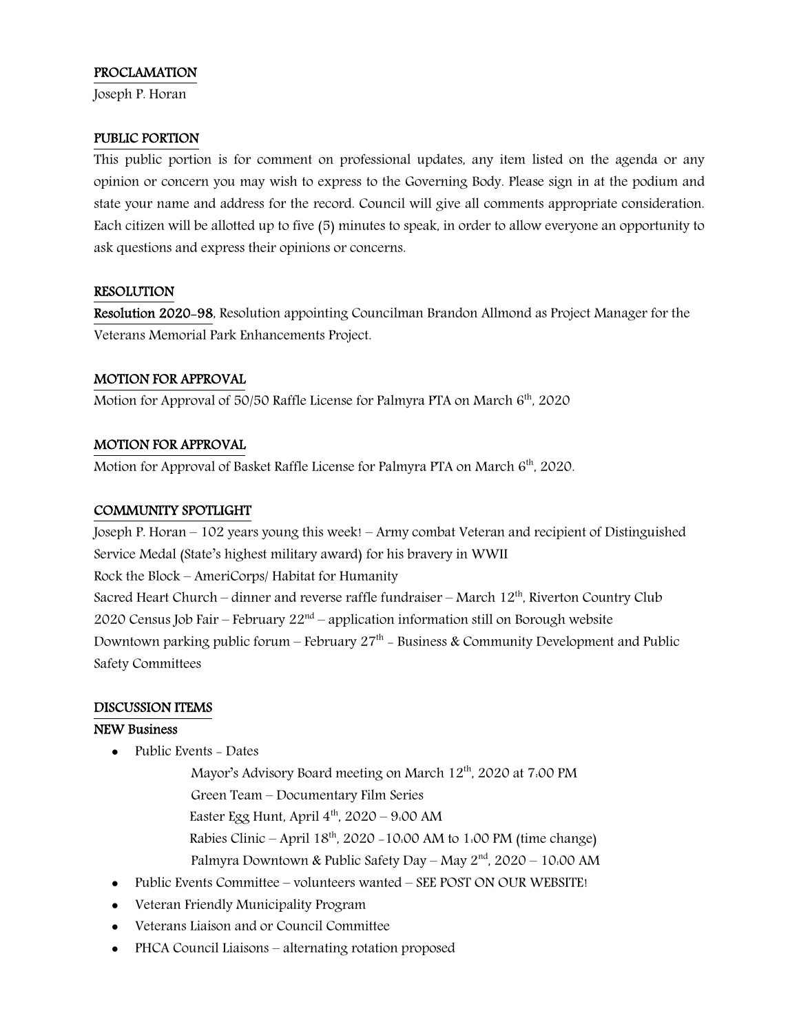## PROCLAMATION

Joseph P. Horan

## PUBLIC PORTION

This public portion is for comment on professional updates, any item listed on the agenda or any opinion or concern you may wish to express to the Governing Body. Please sign in at the podium and state your name and address for the record. Council will give all comments appropriate consideration. Each citizen will be allotted up to five (5) minutes to speak, in order to allow everyone an opportunity to ask questions and express their opinions or concerns.

## RESOLUTION

**Resolution 2020-98**, Resolution appointing Councilman Brandon Allmond as Project Manager for the Veterans Memorial Park Enhancements Project.

## MOTION FOR APPROVAL

Motion for Approval of 50/50 Raffle License for Palmyra PTA on March 6th, 2020

## MOTION FOR APPROVAL

Motion for Approval of Basket Raffle License for Palmyra PTA on March 6th, 2020.

## COMMUNITY SPOTLIGHT

Joseph P. Horan – 102 years young this week! – Army combat Veteran and recipient of Distinguished Service Medal (State's highest military award) for his bravery in WWII
Rock the Block – AmeriCorps/ Habitat for Humanity
Sacred Heart Church – dinner and reverse raffle fundraiser – March 12th, Riverton Country Club
2020 Census Job Fair – February 22nd – application information still on Borough website
Downtown parking public forum – February 27th - Business & Community Development and Public Safety Committees

## DISCUSSION ITEMS

### NEW Business

- Public Events - Dates
  - Mayor's Advisory Board meeting on March 12th, 2020 at 7:00 PM
  - Green Team – Documentary Film Series
  - Easter Egg Hunt, April 4th, 2020 – 9:00 AM
  - Rabies Clinic – April 18th, 2020 -10:00 AM to 1:00 PM (time change)
  - Palmyra Downtown & Public Safety Day – May 2nd, 2020 – 10:00 AM
- Public Events Committee – volunteers wanted – SEE POST ON OUR WEBSITE!
- Veteran Friendly Municipality Program
- Veterans Liaison and or Council Committee
- PHCA Council Liaisons – alternating rotation proposed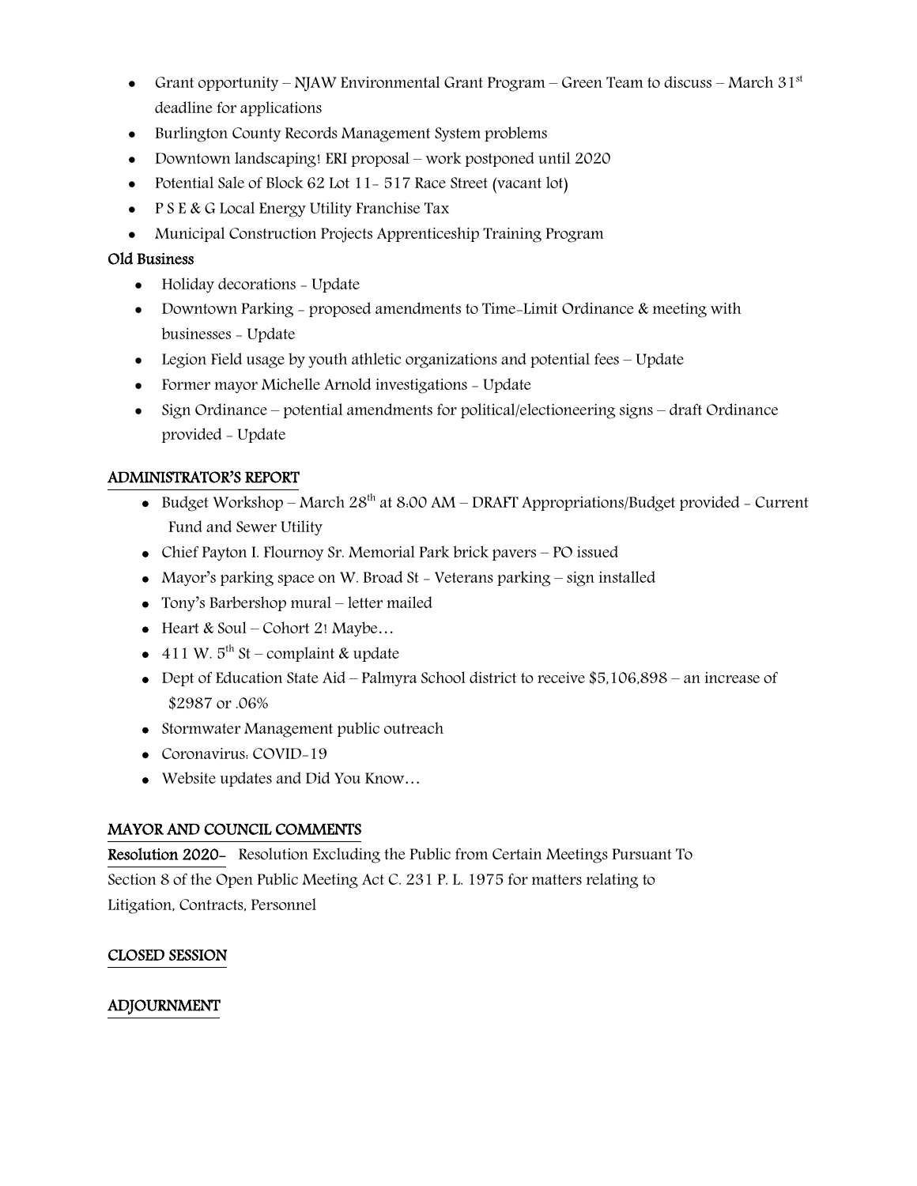- Grant opportunity – NJAW Environmental Grant Program – Green Team to discuss – March 31st deadline for applications
- Burlington County Records Management System problems
- Downtown landscaping! ERI proposal – work postponed until 2020
- Potential Sale of Block 62 Lot 11- 517 Race Street (vacant lot)
- P S E & G Local Energy Utility Franchise Tax
- Municipal Construction Projects Apprenticeship Training Program

**Old Business**

- Holiday decorations - Update
- Downtown Parking - proposed amendments to Time-Limit Ordinance & meeting with businesses - Update
- Legion Field usage by youth athletic organizations and potential fees – Update
- Former mayor Michelle Arnold investigations - Update
- Sign Ordinance – potential amendments for political/electioneering signs – draft Ordinance provided - Update

## ADMINISTRATOR'S REPORT

- Budget Workshop – March 28th at 8:00 AM – DRAFT Appropriations/Budget provided - Current Fund and Sewer Utility
- Chief Payton I. Flournoy Sr. Memorial Park brick pavers – PO issued
- Mayor's parking space on W. Broad St - Veterans parking – sign installed
- Tony's Barbershop mural – letter mailed
- Heart & Soul – Cohort 2! Maybe…
- 411 W. 5th St – complaint & update
- Dept of Education State Aid – Palmyra School district to receive $5,106,898 – an increase of $2987 or .06%
- Stormwater Management public outreach
- Coronavirus: COVID-19
- Website updates and Did You Know…

## MAYOR AND COUNCIL COMMENTS

**Resolution 2020-** Resolution Excluding the Public from Certain Meetings Pursuant To Section 8 of the Open Public Meeting Act C. 231 P. L. 1975 for matters relating to Litigation, Contracts, Personnel

## CLOSED SESSION

## ADJOURNMENT